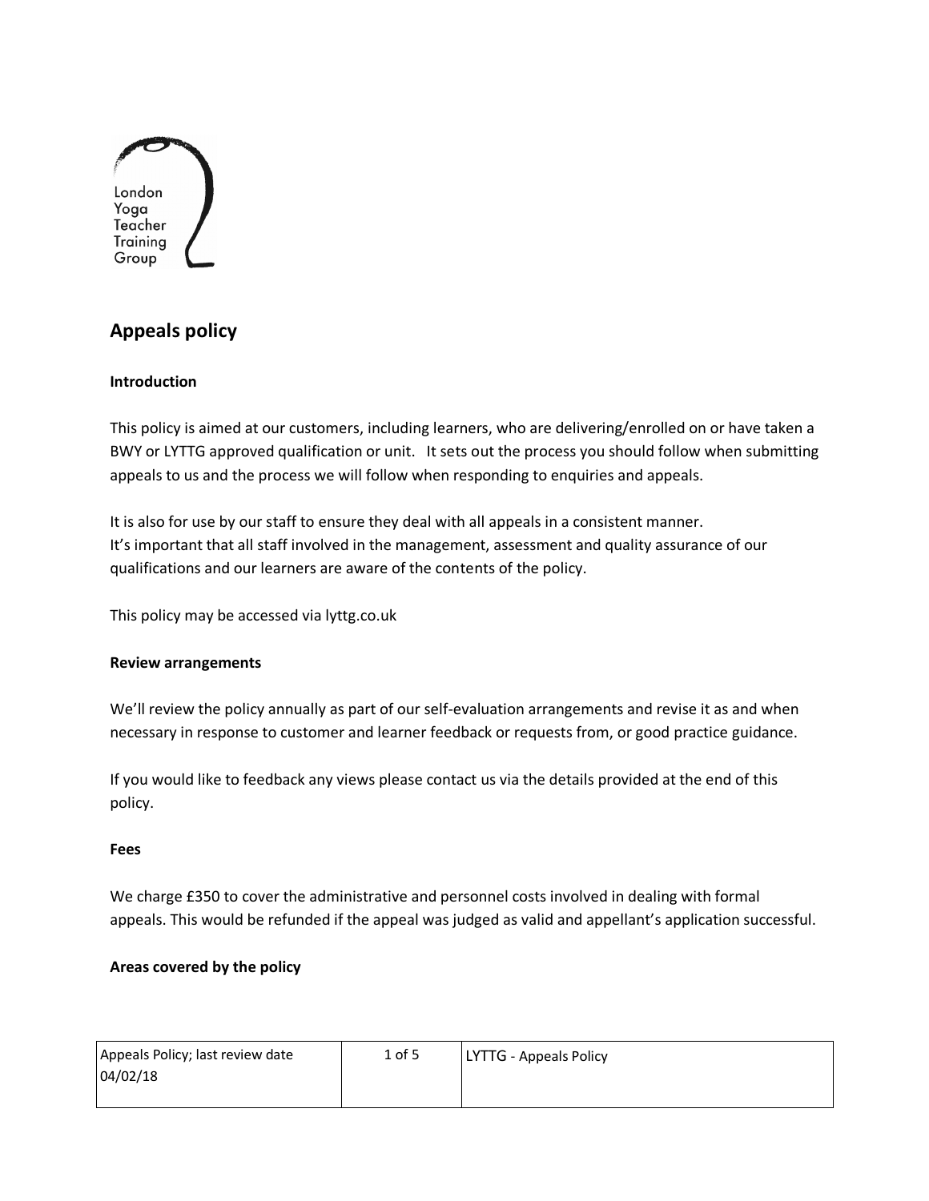London Yoga Teacher Training Group

# Appeals policy

**Introduction**

This policy is aimed at our customers, including learners, who are delivering/enrolled on or have taken a BWY or LYTTG approved qualification or unit. It sets out the process you should follow when submitting appeals to us and the process we will follow when responding to enquiries and appeals.

It is also for use by our staff to ensure they deal with all appeals in a consistent manner. It's important that all staff involved in the management, assessment and quality assurance of our qualifications and our learners are aware of the contents of the policy.

This policy may be accessed via lyttg.co.uk

**Review arrangements**

We'll review the policy annually as part of our self-evaluation arrangements and revise it as and when necessary in response to customer and learner feedback or requests from, or good practice guidance.

If you would like to feedback any views please contact us via the details provided at the end of this policy.

**Fees**

We charge £350 to cover the administrative and personnel costs involved in dealing with formal appeals. This would be refunded if the appeal was judged as valid and appellant's application successful.

**Areas covered by the policy**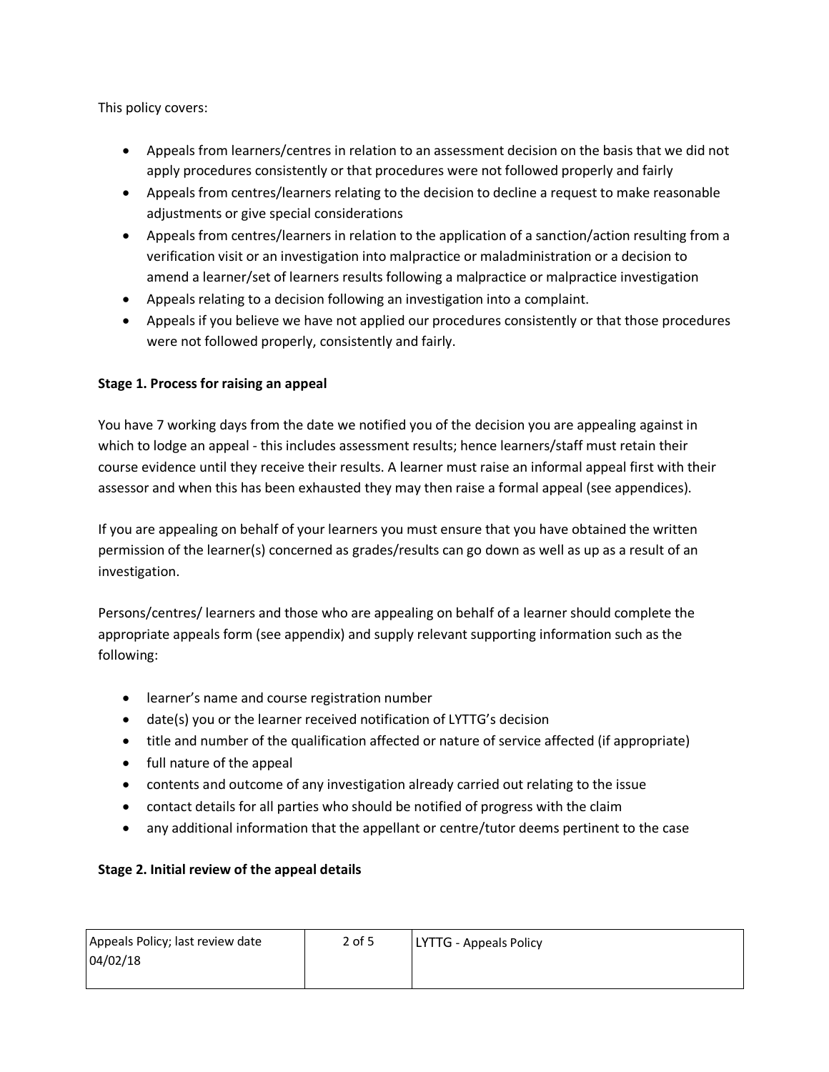This policy covers:

- Appeals from learners/centres in relation to an assessment decision on the basis that we did not apply procedures consistently or that procedures were not followed properly and fairly
- Appeals from centres/learners relating to the decision to decline a request to make reasonable adjustments or give special considerations
- Appeals from centres/learners in relation to the application of a sanction/action resulting from a verification visit or an investigation into malpractice or maladministration or a decision to amend a learner/set of learners results following a malpractice or malpractice investigation
- Appeals relating to a decision following an investigation into a complaint.
- Appeals if you believe we have not applied our procedures consistently or that those procedures were not followed properly, consistently and fairly.

**Stage 1. Process for raising an appeal**

You have 7 working days from the date we notified you of the decision you are appealing against in which to lodge an appeal - this includes assessment results; hence learners/staff must retain their course evidence until they receive their results. A learner must raise an informal appeal first with their assessor and when this has been exhausted they may then raise a formal appeal (see appendices).

If you are appealing on behalf of your learners you must ensure that you have obtained the written permission of the learner(s) concerned as grades/results can go down as well as up as a result of an investigation.

Persons/centres/ learners and those who are appealing on behalf of a learner should complete the appropriate appeals form (see appendix) and supply relevant supporting information such as the following:

- learner's name and course registration number
- date(s) you or the learner received notification of LYTTG's decision
- title and number of the qualification affected or nature of service affected (if appropriate)
- full nature of the appeal
- contents and outcome of any investigation already carried out relating to the issue
- contact details for all parties who should be notified of progress with the claim
- any additional information that the appellant or centre/tutor deems pertinent to the case

**Stage 2. Initial review of the appeal details**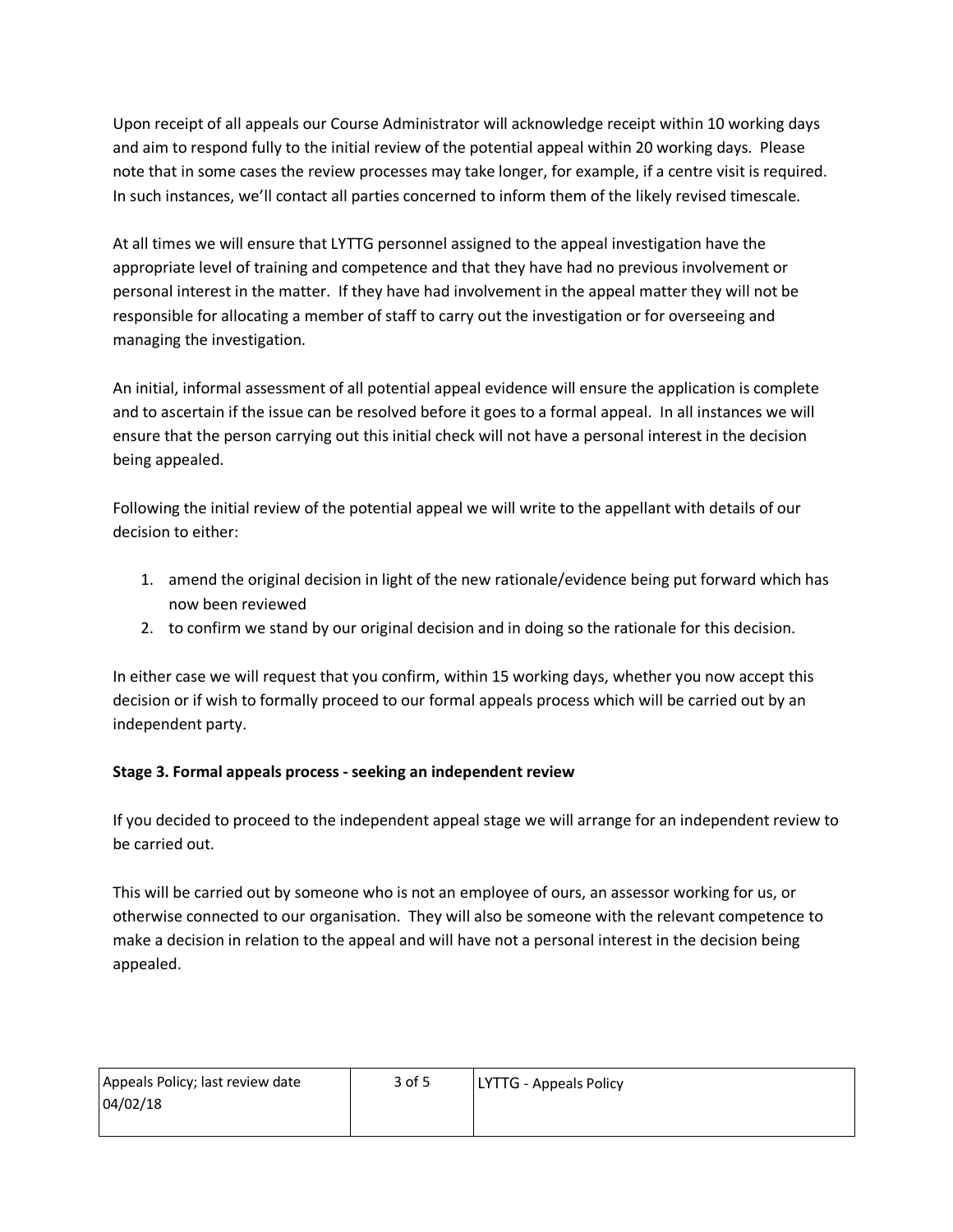Upon receipt of all appeals our Course Administrator will acknowledge receipt within 10 working days and aim to respond fully to the initial review of the potential appeal within 20 working days. Please note that in some cases the review processes may take longer, for example, if a centre visit is required. In such instances, we'll contact all parties concerned to inform them of the likely revised timescale.

At all times we will ensure that LYTTG personnel assigned to the appeal investigation have the appropriate level of training and competence and that they have had no previous involvement or personal interest in the matter. If they have had involvement in the appeal matter they will not be responsible for allocating a member of staff to carry out the investigation or for overseeing and managing the investigation.

An initial, informal assessment of all potential appeal evidence will ensure the application is complete and to ascertain if the issue can be resolved before it goes to a formal appeal. In all instances we will ensure that the person carrying out this initial check will not have a personal interest in the decision being appealed.

Following the initial review of the potential appeal we will write to the appellant with details of our decision to either:

1. amend the original decision in light of the new rationale/evidence being put forward which has now been reviewed
2. to confirm we stand by our original decision and in doing so the rationale for this decision.

In either case we will request that you confirm, within 15 working days, whether you now accept this decision or if wish to formally proceed to our formal appeals process which will be carried out by an independent party.

**Stage 3. Formal appeals process - seeking an independent review**

If you decided to proceed to the independent appeal stage we will arrange for an independent review to be carried out.

This will be carried out by someone who is not an employee of ours, an assessor working for us, or otherwise connected to our organisation. They will also be someone with the relevant competence to make a decision in relation to the appeal and will have not a personal interest in the decision being appealed.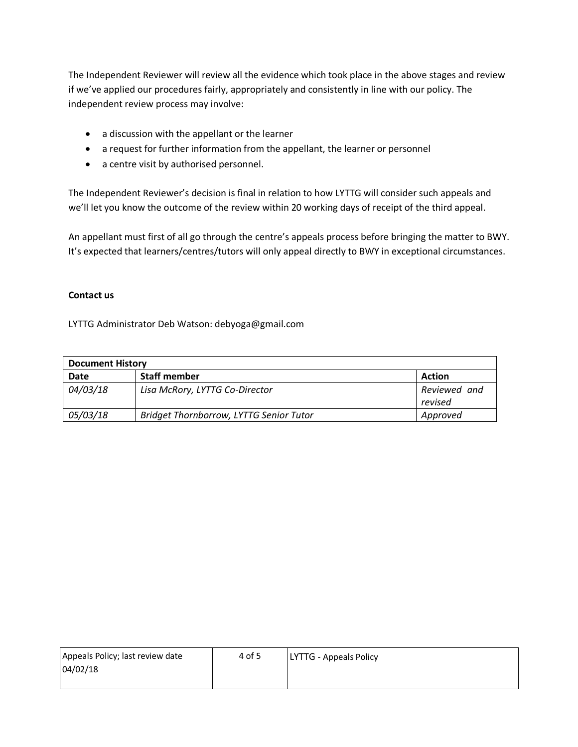The Independent Reviewer will review all the evidence which took place in the above stages and review if we've applied our procedures fairly, appropriately and consistently in line with our policy. The independent review process may involve:

- a discussion with the appellant or the learner
- a request for further information from the appellant, the learner or personnel
- a centre visit by authorised personnel.

The Independent Reviewer's decision is final in relation to how LYTTG will consider such appeals and we'll let you know the outcome of the review within 20 working days of receipt of the third appeal.

An appellant must first of all go through the centre's appeals process before bringing the matter to BWY. It's expected that learners/centres/tutors will only appeal directly to BWY in exceptional circumstances.

**Contact us**

LYTTG Administrator Deb Watson: debyoga@gmail.com

| **Document History** | | |
|---|---|---|
| **Date** | **Staff member** | **Action** |
| *04/03/18* | *Lisa McRory, LYTTG Co-Director* | *Reviewed and revised* |
| *05/03/18* | *Bridget Thornborrow, LYTTG Senior Tutor* | *Approved* |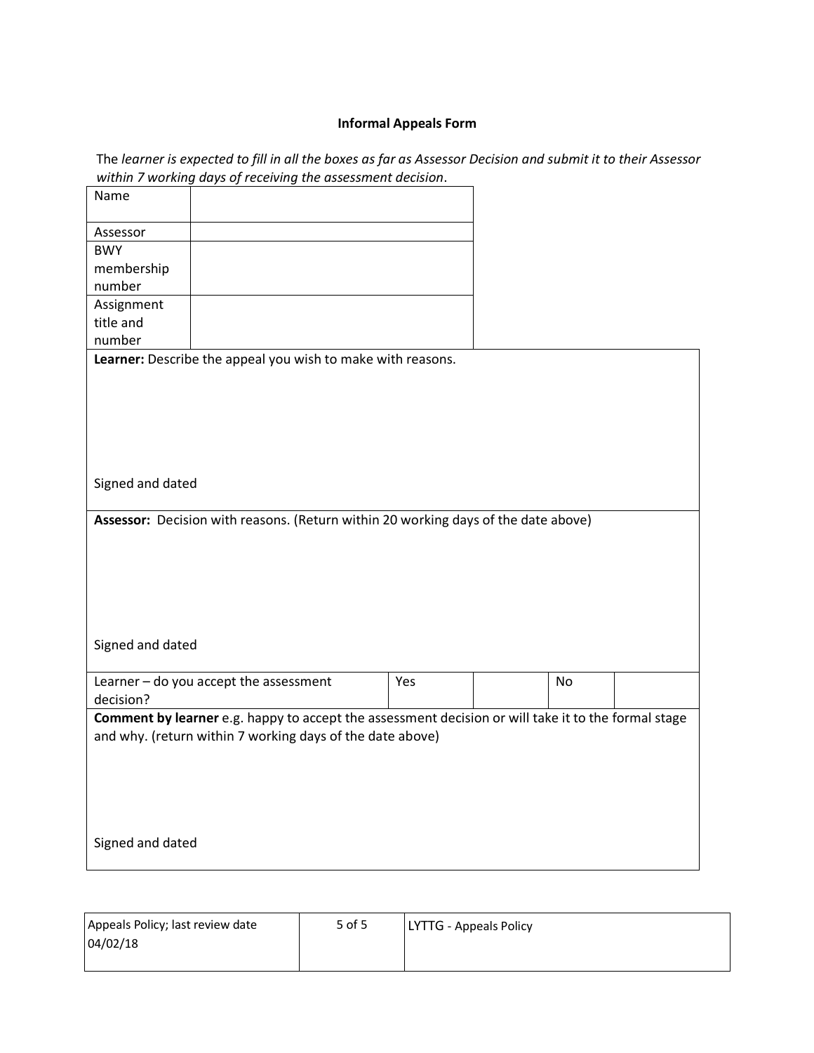**Informal Appeals Form**

The *learner is expected to fill in all the boxes as far as Assessor Decision and submit it to their Assessor within 7 working days of receiving the assessment decision*.

| | |
|---|---|
| Name | |
| Assessor | |
| BWY membership number | |
| Assignment title and number | |

| | | | | |
|---|---|---|---|---|
| **Learner:** Describe the appeal you wish to make with reasons.<br><br><br><br>Signed and dated | | | | |
| **Assessor:** Decision with reasons. (Return within 20 working days of the date above)<br><br><br><br>Signed and dated | | | | |
| Learner – do you accept the assessment decision? | Yes | | No | |
| **Comment by learner** e.g. happy to accept the assessment decision or will take it to the formal stage and why. (return within 7 working days of the date above)<br><br><br><br>Signed and dated | | | | |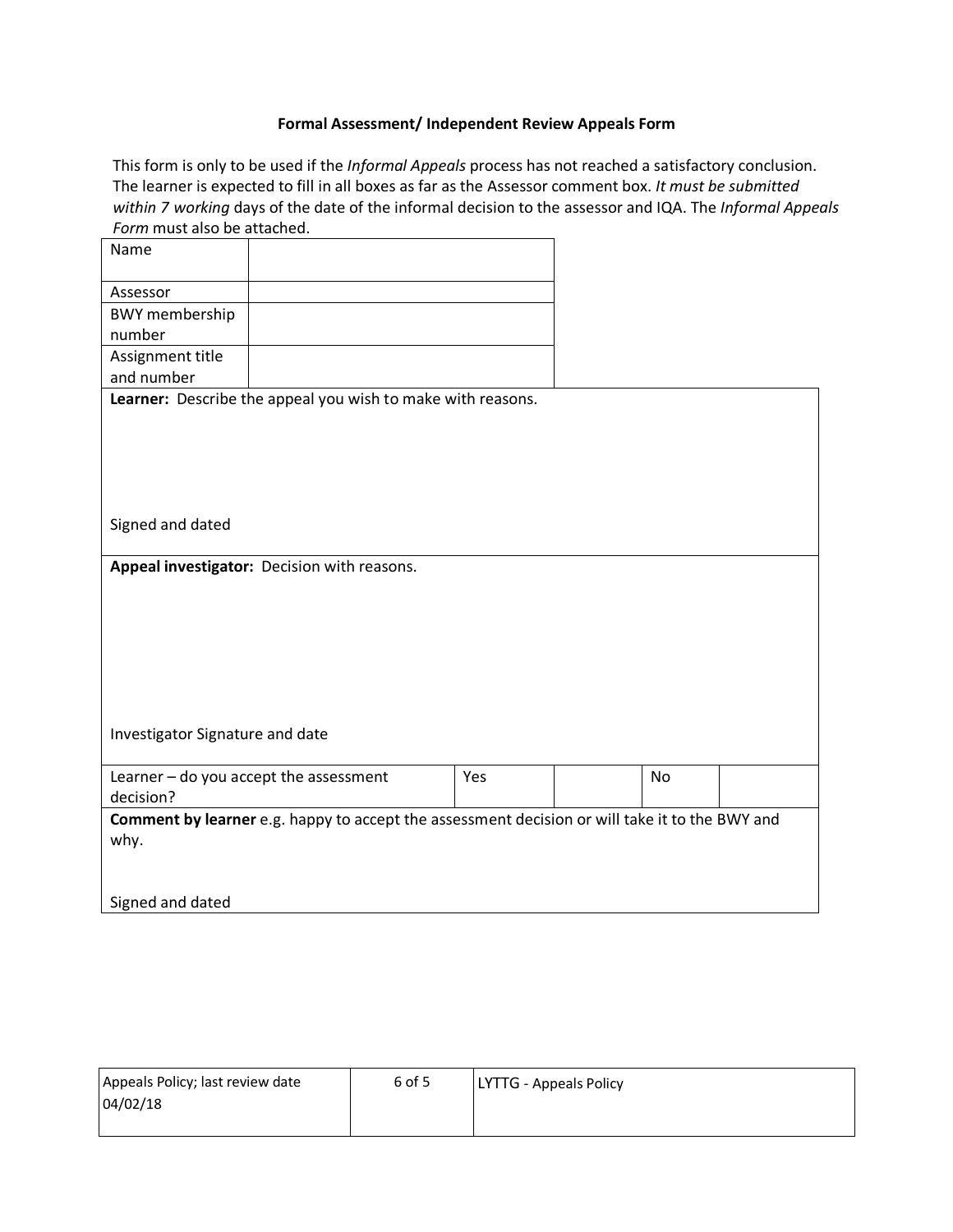**Formal Assessment/ Independent Review Appeals Form**

This form is only to be used if the *Informal Appeals* process has not reached a satisfactory conclusion. The learner is expected to fill in all boxes as far as the Assessor comment box. *It must be submitted within 7 working* days of the date of the informal decision to the assessor and IQA. The *Informal Appeals Form* must also be attached.

| | |
|---|---|
| Name | |
| Assessor | |
| BWY membership number | |
| Assignment title and number | |

**Learner:** Describe the appeal you wish to make with reasons.

Signed and dated

**Appeal investigator:** Decision with reasons.

Investigator Signature and date

| | | | | |
|---|---|---|---|---|
| Learner – do you accept the assessment decision? | Yes | | No | |

**Comment by learner** e.g. happy to accept the assessment decision or will take it to the BWY and why.

Signed and dated